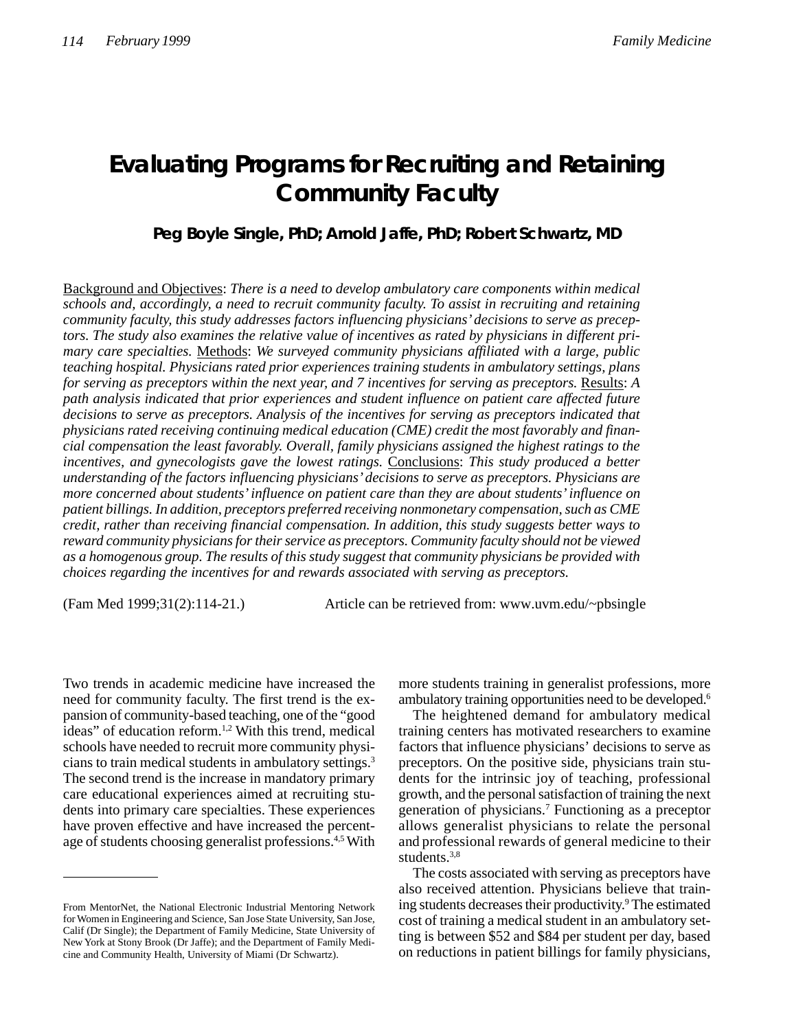# Evaluating Programs for Recruiting and Retaining Community Faculty

**Peg Boyle Single, PhD; Arnold Jaffe, PhD; Robert Schwartz, MD**

Background and Objectives: *There is a need to develop ambulatory care components within medical schools and, accordingly, a need to recruit community faculty. To assist in recruiting and retaining community faculty, this study addresses factors influencing physicians' decisions to serve as preceptors. The study also examines the relative value of incentives as rated by physicians in different primary care specialties.* Methods: *We surveyed community physicians affiliated with a large, public teaching hospital. Physicians rated prior experiences training students in ambulatory settings, plans for serving as preceptors within the next year, and 7 incentives for serving as preceptors.* Results: *A path analysis indicated that prior experiences and student influence on patient care affected future decisions to serve as preceptors. Analysis of the incentives for serving as preceptors indicated that physicians rated receiving continuing medical education (CME) credit the most favorably and financial compensation the least favorably. Overall, family physicians assigned the highest ratings to the incentives, and gynecologists gave the lowest ratings.* Conclusions: *This study produced a better understanding of the factors influencing physicians' decisions to serve as preceptors. Physicians are more concerned about students' influence on patient care than they are about students' influence on patient billings. In addition, preceptors preferred receiving nonmonetary compensation, such as CME credit, rather than receiving financial compensation. In addition, this study suggests better ways to reward community physicians for their service as preceptors. Community faculty should not be viewed as a homogenous group. The results of this study suggest that community physicians be provided with choices regarding the incentives for and rewards associated with serving as preceptors.*

(Fam Med 1999;31(2):114-21.) Article can be retrieved from: www.uvm.edu/~pbsingle

Two trends in academic medicine have increased the need for community faculty. The first trend is the expansion of community-based teaching, one of the "good ideas" of education reform.[1,2] With this trend, medical schools have needed to recruit more community physicians to train medical students in ambulatory settings.[3] The second trend is the increase in mandatory primary care educational experiences aimed at recruiting students into primary care specialties. These experiences have proven effective and have increased the percentage of students choosing generalist professions.[4,5] With more students training in generalist professions, more ambulatory training opportunities need to be developed.[6]

The heightened demand for ambulatory medical training centers has motivated researchers to examine factors that influence physicians' decisions to serve as preceptors. On the positive side, physicians train students for the intrinsic joy of teaching, professional growth, and the personal satisfaction of training the next generation of physicians.[7] Functioning as a preceptor allows generalist physicians to relate the personal and professional rewards of general medicine to their students.[3,8]

The costs associated with serving as preceptors have also received attention. Physicians believe that training students decreases their productivity.[9] The estimated cost of training a medical student in an ambulatory setting is between \$52 and \$84 per student per day, based on reductions in patient billings for family physicians,

From MentorNet, the National Electronic Industrial Mentoring Network for Women in Engineering and Science, San Jose State University, San Jose, Calif (Dr Single); the Department of Family Medicine, State University of New York at Stony Brook (Dr Jaffe); and the Department of Family Medicine and Community Health, University of Miami (Dr Schwartz).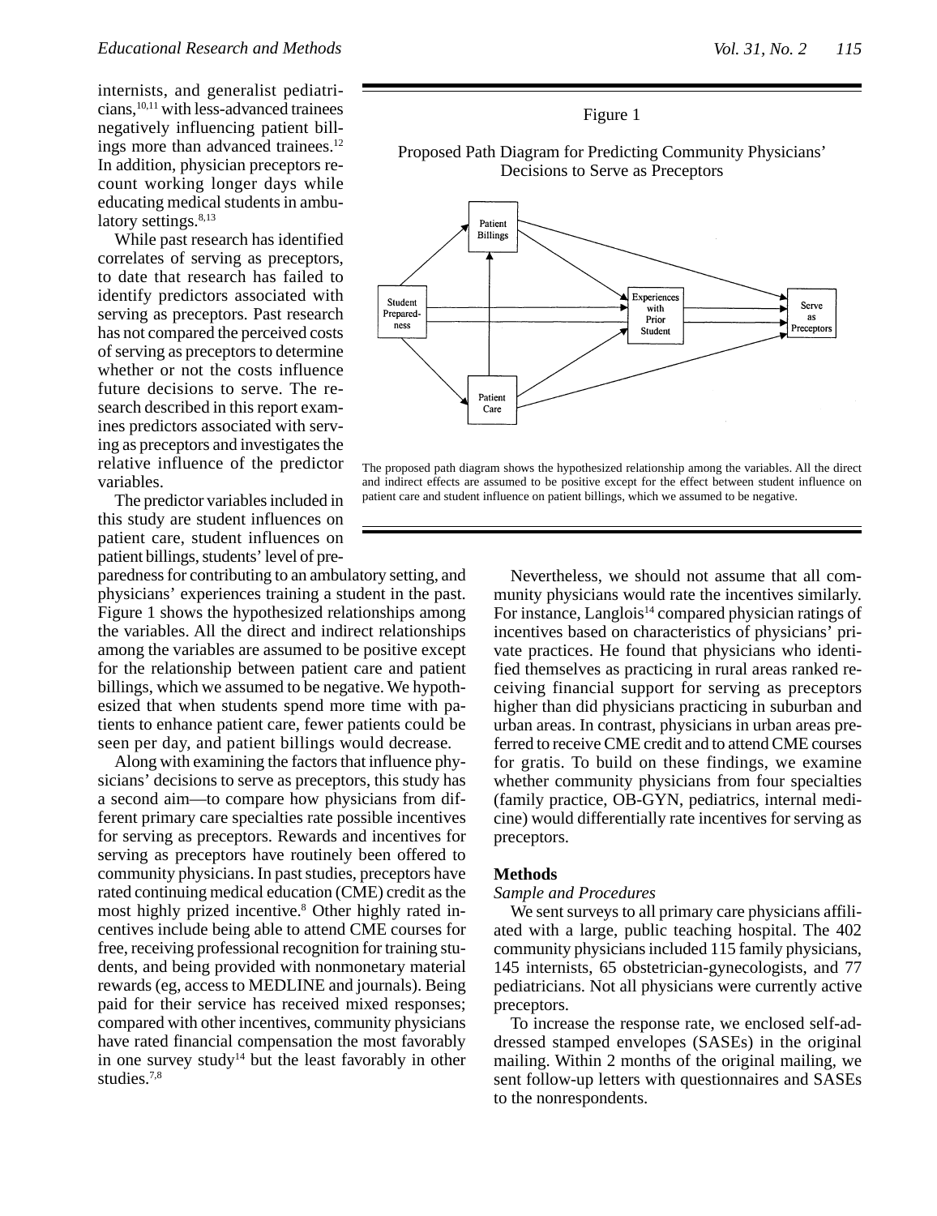internists, and generalist pediatricians,[10,11] with less-advanced trainees negatively influencing patient billings more than advanced trainees.[12] In addition, physician preceptors recount working longer days while educating medical students in ambulatory settings.[8,13]

While past research has identified correlates of serving as preceptors, to date that research has failed to identify predictors associated with serving as preceptors. Past research has not compared the perceived costs of serving as preceptors to determine whether or not the costs influence future decisions to serve. The research described in this report examines predictors associated with serving as preceptors and investigates the relative influence of the predictor variables.

The predictor variables included in this study are student influences on patient care, student influences on patient billings, students' level of preparedness for contributing to an ambulatory setting, and physicians' experiences training a student in the past. Figure 1 shows the hypothesized relationships among the variables. All the direct and indirect relationships among the variables are assumed to be positive except for the relationship between patient care and patient billings, which we assumed to be negative. We hypothesized that when students spend more time with patients to enhance patient care, fewer patients could be seen per day, and patient billings would decrease.

Along with examining the factors that influence physicians' decisions to serve as preceptors, this study has a second aim—to compare how physicians from different primary care specialties rate possible incentives for serving as preceptors. Rewards and incentives for serving as preceptors have routinely been offered to community physicians. In past studies, preceptors have rated continuing medical education (CME) credit as the most highly prized incentive.[8] Other highly rated incentives include being able to attend CME courses for free, receiving professional recognition for training students, and being provided with nonmonetary material rewards (eg, access to MEDLINE and journals). Being paid for their service has received mixed responses; compared with other incentives, community physicians have rated financial compensation the most favorably in one survey study[14] but the least favorably in other studies.[7,8]

Figure 1

Proposed Path Diagram for Predicting Community Physicians' Decisions to Serve as Preceptors

The proposed path diagram shows the hypothesized relationship among the variables. All the direct and indirect effects are assumed to be positive except for the effect between student influence on patient care and student influence on patient billings, which we assumed to be negative.

Nevertheless, we should not assume that all community physicians would rate the incentives similarly. For instance, Langlois[14] compared physician ratings of incentives based on characteristics of physicians' private practices. He found that physicians who identified themselves as practicing in rural areas ranked receiving financial support for serving as preceptors higher than did physicians practicing in suburban and urban areas. In contrast, physicians in urban areas preferred to receive CME credit and to attend CME courses for gratis. To build on these findings, we examine whether community physicians from four specialties (family practice, OB-GYN, pediatrics, internal medicine) would differentially rate incentives for serving as preceptors.

## Methods

### *Sample and Procedures*

We sent surveys to all primary care physicians affiliated with a large, public teaching hospital. The 402 community physicians included 115 family physicians, 145 internists, 65 obstetrician-gynecologists, and 77 pediatricians. Not all physicians were currently active preceptors.

To increase the response rate, we enclosed self-addressed stamped envelopes (SASEs) in the original mailing. Within 2 months of the original mailing, we sent follow-up letters with questionnaires and SASEs to the nonrespondents.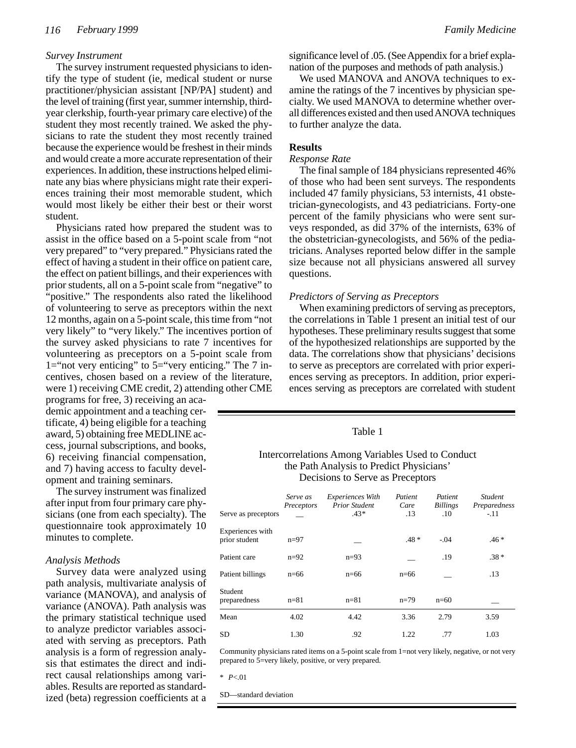### Survey Instrument

The survey instrument requested physicians to identify the type of student (ie, medical student or nurse practitioner/physician assistant [NP/PA] student) and the level of training (first year, summer internship, third-year clerkship, fourth-year primary care elective) of the student they most recently trained. We asked the physicians to rate the student they most recently trained because the experience would be freshest in their minds and would create a more accurate representation of their experiences. In addition, these instructions helped eliminate any bias where physicians might rate their experiences training their most memorable student, which would most likely be either their best or their worst student.

Physicians rated how prepared the student was to assist in the office based on a 5-point scale from "not very prepared" to "very prepared." Physicians rated the effect of having a student in their office on patient care, the effect on patient billings, and their experiences with prior students, all on a 5-point scale from "negative" to "positive." The respondents also rated the likelihood of volunteering to serve as preceptors within the next 12 months, again on a 5-point scale, this time from "not very likely" to "very likely." The incentives portion of the survey asked physicians to rate 7 incentives for volunteering as preceptors on a 5-point scale from 1="not very enticing" to 5="very enticing." The 7 incentives, chosen based on a review of the literature, were 1) receiving CME credit, 2) attending other CME programs for free, 3) receiving an academic appointment and a teaching certificate, 4) being eligible for a teaching award, 5) obtaining free MEDLINE access, journal subscriptions, and books, 6) receiving financial compensation, and 7) having access to faculty development and training seminars.

The survey instrument was finalized after input from four primary care physicians (one from each specialty). The questionnaire took approximately 10 minutes to complete.

### Analysis Methods

Survey data were analyzed using path analysis, multivariate analysis of variance (MANOVA), and analysis of variance (ANOVA). Path analysis was the primary statistical technique used to analyze predictor variables associated with serving as preceptors. Path analysis is a form of regression analysis that estimates the direct and indirect causal relationships among variables. Results are reported as standardized (beta) regression coefficients at a significance level of .05. (See Appendix for a brief explanation of the purposes and methods of path analysis.)

We used MANOVA and ANOVA techniques to examine the ratings of the 7 incentives by physician specialty. We used MANOVA to determine whether overall differences existed and then used ANOVA techniques to further analyze the data.

## Results

### Response Rate

The final sample of 184 physicians represented 46% of those who had been sent surveys. The respondents included 47 family physicians, 53 internists, 41 obstetrician-gynecologists, and 43 pediatricians. Forty-one percent of the family physicians who were sent surveys responded, as did 37% of the internists, 63% of the obstetrician-gynecologists, and 56% of the pediatricians. Analyses reported below differ in the sample size because not all physicians answered all survey questions.

### Predictors of Serving as Preceptors

When examining predictors of serving as preceptors, the correlations in Table 1 present an initial test of our hypotheses. These preliminary results suggest that some of the hypothesized relationships are supported by the data. The correlations show that physicians' decisions to serve as preceptors are correlated with prior experiences serving as preceptors. In addition, prior experiences serving as preceptors are correlated with student

Table 1

Intercorrelations Among Variables Used to Conduct the Path Analysis to Predict Physicians' Decisions to Serve as Preceptors

| | *Serve as Preceptors* | *Experiences With Prior Student* | *Patient Care* | *Patient Billings* | *Student Preparedness* |
|---|---|---|---|---|---|
| Serve as preceptors | __ | .43* | .13 | .10 | -.11 |
| Experiences with prior student | n=97 | __ | .48 * | -.04 | .46 * |
| Patient care | n=92 | n=93 | __ | .19 | .38 * |
| Patient billings | n=66 | n=66 | n=66 | __ | .13 |
| Student preparedness | n=81 | n=81 | n=79 | n=60 | __ |
| Mean | 4.02 | 4.42 | 3.36 | 2.79 | 3.59 |
| SD | 1.30 | .92 | 1.22 | .77 | 1.03 |

Community physicians rated items on a 5-point scale from 1=not very likely, negative, or not very prepared to 5=very likely, positive, or very prepared.

\* $P<.01$

SD—standard deviation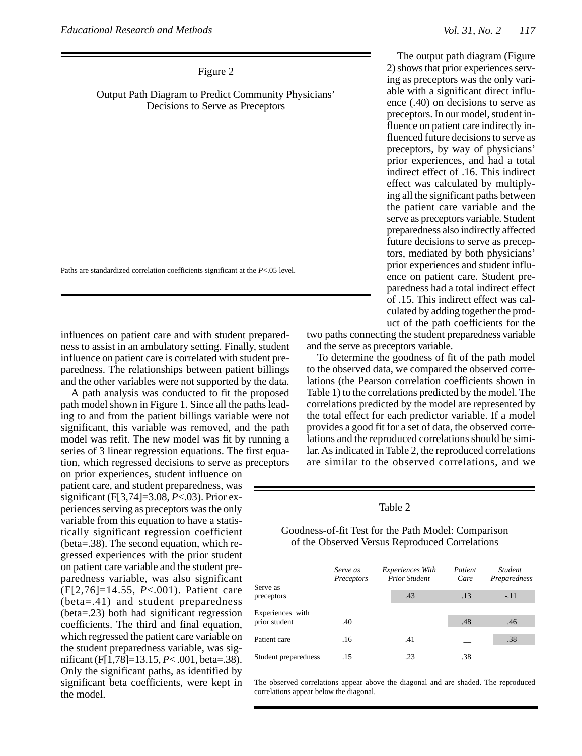Figure 2

Output Path Diagram to Predict Community Physicians' Decisions to Serve as Preceptors

Paths are standardized correlation coefficients significant at the *P*<.05 level.

influences on patient care and with student preparedness to assist in an ambulatory setting. Finally, student influence on patient care is correlated with student preparedness. The relationships between patient billings and the other variables were not supported by the data.

A path analysis was conducted to fit the proposed path model shown in Figure 1. Since all the paths leading to and from the patient billings variable were not significant, this variable was removed, and the path model was refit. The new model was fit by running a series of 3 linear regression equations. The first equation, which regressed decisions to serve as preceptors on prior experiences, student influence on patient care, and student preparedness, was significant ($F[3,74]=3.08$, $P<.03$). Prior experiences serving as preceptors was the only variable from this equation to have a statistically significant regression coefficient (beta=.38). The second equation, which regressed experiences with the prior student on patient care variable and the student preparedness variable, was also significant ($F[2,76]=14.55$, $P<.001$). Patient care (beta=.41) and student preparedness (beta=.23) both had significant regression coefficients. The third and final equation, which regressed the patient care variable on the student preparedness variable, was significant ($F[1,78]=13.15$, $P<.001$, beta=.38). Only the significant paths, as identified by significant beta coefficients, were kept in the model.

The output path diagram (Figure 2) shows that prior experiences serving as preceptors was the only variable with a significant direct influence (.40) on decisions to serve as preceptors. In our model, student influence on patient care indirectly influenced future decisions to serve as preceptors, by way of physicians' prior experiences, and had a total indirect effect of .16. This indirect effect was calculated by multiplying all the significant paths between the patient care variable and the serve as preceptors variable. Student preparedness also indirectly affected future decisions to serve as preceptors, mediated by both physicians' prior experiences and student influence on patient care. Student preparedness had a total indirect effect of .15. This indirect effect was calculated by adding together the product of the path coefficients for the two paths connecting the student preparedness variable and the serve as preceptors variable.

To determine the goodness of fit of the path model to the observed data, we compared the observed correlations (the Pearson correlation coefficients shown in Table 1) to the correlations predicted by the model. The correlations predicted by the model are represented by the total effect for each predictor variable. If a model provides a good fit for a set of data, the observed correlations and the reproduced correlations should be similar. As indicated in Table 2, the reproduced correlations are similar to the observed correlations, and we

Table 2

Goodness-of-fit Test for the Path Model: Comparison of the Observed Versus Reproduced Correlations

| | *Serve as Preceptors* | *Experiences With Prior Student* | *Patient Care* | *Student Preparedness* |
|---|---|---|---|---|
| Serve as preceptors | __ | .43 | .13 | -.11 |
| Experiences with prior student | .40 | __ | .48 | .46 |
| Patient care | .16 | .41 | __ | .38 |
| Student preparedness | .15 | .23 | .38 | __ |

The observed correlations appear above the diagonal and are shaded. The reproduced correlations appear below the diagonal.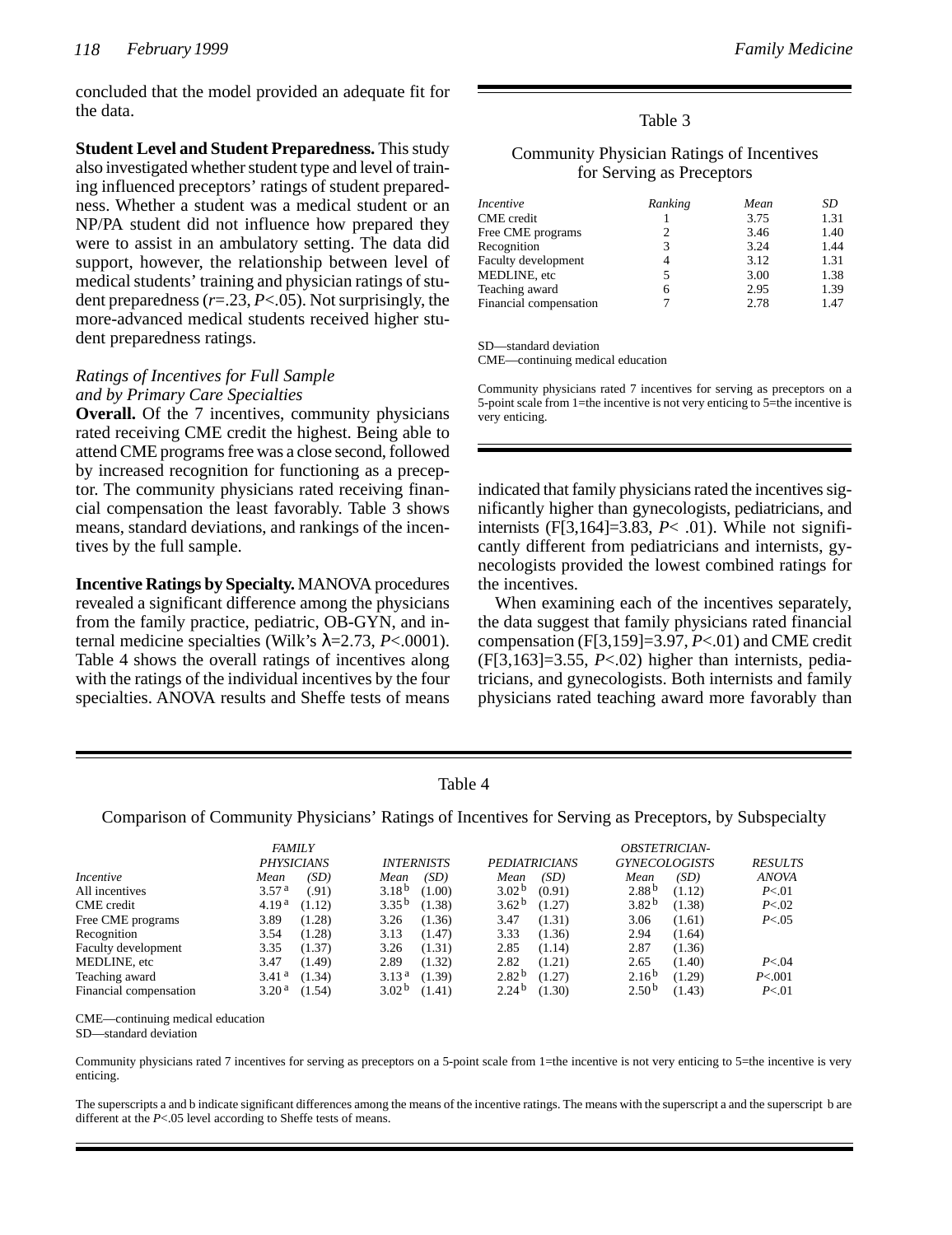concluded that the model provided an adequate fit for the data.

**Student Level and Student Preparedness.** This study also investigated whether student type and level of training influenced preceptors' ratings of student preparedness. Whether a student was a medical student or an NP/PA student did not influence how prepared they were to assist in an ambulatory setting. The data did support, however, the relationship between level of medical students' training and physician ratings of student preparedness ($r$=.23, $P$<.05). Not surprisingly, the more-advanced medical students received higher student preparedness ratings.

### *Ratings of Incentives for Full Sample and by Primary Care Specialties*

**Overall.** Of the 7 incentives, community physicians rated receiving CME credit the highest. Being able to attend CME programs free was a close second, followed by increased recognition for functioning as a preceptor. The community physicians rated receiving financial compensation the least favorably. Table 3 shows means, standard deviations, and rankings of the incentives by the full sample.

**Incentive Ratings by Specialty.** MANOVA procedures revealed a significant difference among the physicians from the family practice, pediatric, OB-GYN, and internal medicine specialties (Wilk's $\lambda$=2.73, $P$<.0001). Table 4 shows the overall ratings of incentives along with the ratings of the individual incentives by the four specialties. ANOVA results and Sheffe tests of means indicated that family physicians rated the incentives significantly higher than gynecologists, pediatricians, and internists (F[3,164]=3.83, $P$< .01). While not significantly different from pediatricians and internists, gynecologists provided the lowest combined ratings for the incentives.

When examining each of the incentives separately, the data suggest that family physicians rated financial compensation (F[3,159]=3.97, $P$<.01) and CME credit (F[3,163]=3.55, $P$<.02) higher than internists, pediatricians, and gynecologists. Both internists and family physicians rated teaching award more favorably than

Table 3

Community Physician Ratings of Incentives for Serving as Preceptors

| *Incentive* | *Ranking* | *Mean* | *SD* |
|---|---|---|---|
| CME credit | 1 | 3.75 | 1.31 |
| Free CME programs | 2 | 3.46 | 1.40 |
| Recognition | 3 | 3.24 | 1.44 |
| Faculty development | 4 | 3.12 | 1.31 |
| MEDLINE, etc | 5 | 3.00 | 1.38 |
| Teaching award | 6 | 2.95 | 1.39 |
| Financial compensation | 7 | 2.78 | 1.47 |

SD—standard deviation
CME—continuing medical education

Community physicians rated 7 incentives for serving as preceptors on a 5-point scale from 1=the incentive is not very enticing to 5=the incentive is very enticing.

Table 4

Comparison of Community Physicians' Ratings of Incentives for Serving as Preceptors, by Subspecialty

| | *FAMILY PHYSICIANS* | | *INTERNISTS* | | *PEDIATRICIANS* | | *OBSTETRICIAN-GYNECOLOGISTS* | | *RESULTS* |
|---|---|---|---|---|---|---|---|---|---|
| *Incentive* | *Mean* | *(SD)* | *Mean* | *(SD)* | *Mean* | *(SD)* | *Mean* | *(SD)* | *ANOVA* |
| All incentives | 3.57 [a] | (.91) | 3.18 [b] | (1.00) | 3.02 [b] | (0.91) | 2.88 [b] | (1.12) | $P$<.01 |
| CME credit | 4.19 [a] | (1.12) | 3.35 [b] | (1.38) | 3.62 [b] | (1.27) | 3.82 [b] | (1.38) | $P$<.02 |
| Free CME programs | 3.89 | (1.28) | 3.26 | (1.36) | 3.47 | (1.31) | 3.06 | (1.61) | $P$<.05 |
| Recognition | 3.54 | (1.28) | 3.13 | (1.47) | 3.33 | (1.36) | 2.94 | (1.64) | |
| Faculty development | 3.35 | (1.37) | 3.26 | (1.31) | 2.85 | (1.14) | 2.87 | (1.36) | |
| MEDLINE, etc | 3.47 | (1.49) | 2.89 | (1.32) | 2.82 | (1.21) | 2.65 | (1.40) | $P$<.04 |
| Teaching award | 3.41 [a] | (1.34) | 3.13 [a] | (1.39) | 2.82 [b] | (1.27) | 2.16 [b] | (1.29) | $P$<.001 |
| Financial compensation | 3.20 [a] | (1.54) | 3.02 [b] | (1.41) | 2.24 [b] | (1.30) | 2.50 [b] | (1.43) | $P$<.01 |

CME—continuing medical education
SD—standard deviation

Community physicians rated 7 incentives for serving as preceptors on a 5-point scale from 1=the incentive is not very enticing to 5=the incentive is very enticing.

The superscripts a and b indicate significant differences among the means of the incentive ratings. The means with the superscript a and the superscript b are different at the $P$<.05 level according to Sheffe tests of means.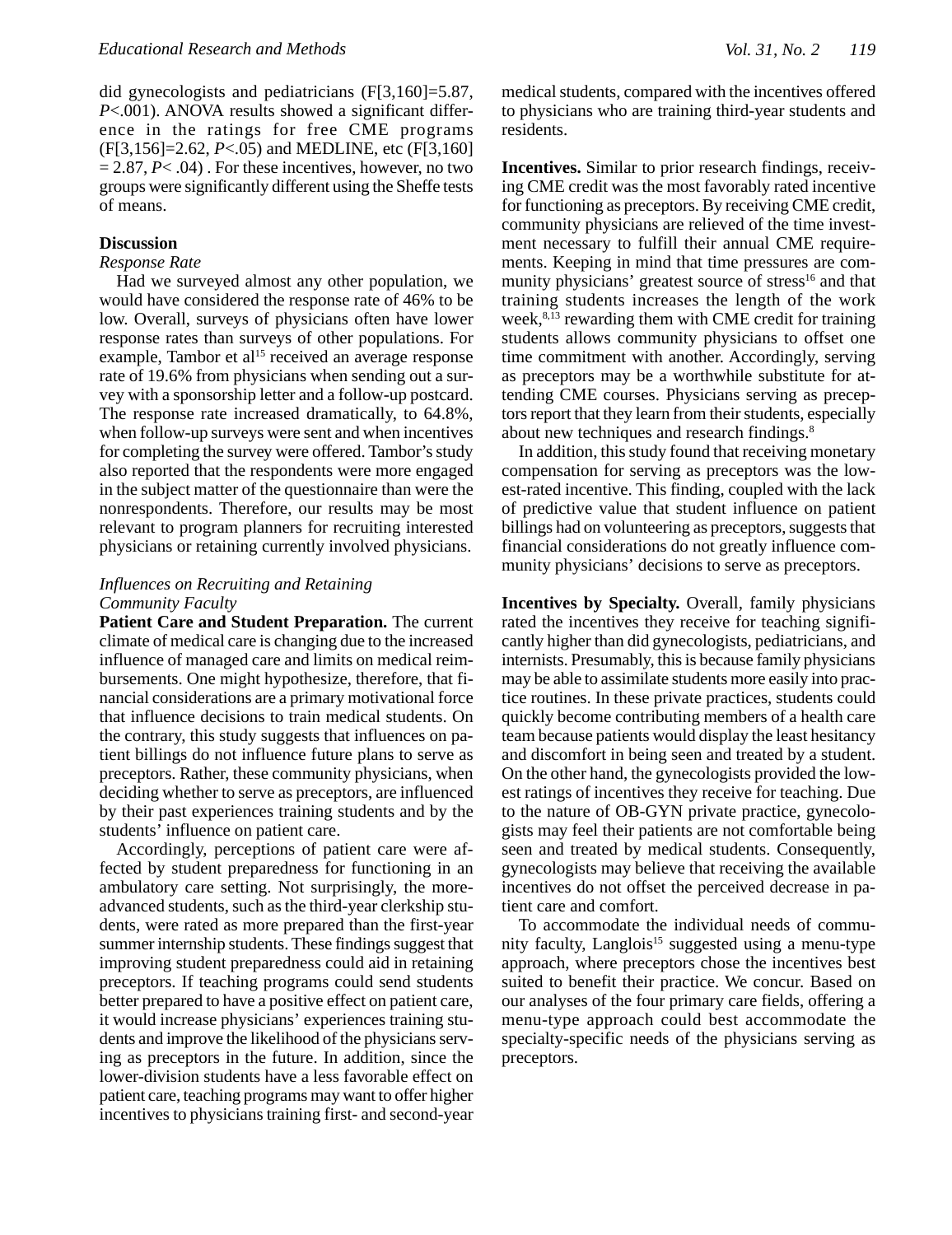did gynecologists and pediatricians ($F[3,160]=5.87$, $P<.001$). ANOVA results showed a significant difference in the ratings for free CME programs ($F[3,156]=2.62$, $P<.05$) and MEDLINE, etc ($F[3,160] = 2.87$, $P< .04$) . For these incentives, however, no two groups were significantly different using the Sheffe tests of means.

## Discussion

### *Response Rate*

Had we surveyed almost any other population, we would have considered the response rate of 46% to be low. Overall, surveys of physicians often have lower response rates than surveys of other populations. For example, Tambor et al[15] received an average response rate of 19.6% from physicians when sending out a survey with a sponsorship letter and a follow-up postcard. The response rate increased dramatically, to 64.8%, when follow-up surveys were sent and when incentives for completing the survey were offered. Tambor's study also reported that the respondents were more engaged in the subject matter of the questionnaire than were the nonrespondents. Therefore, our results may be most relevant to program planners for recruiting interested physicians or retaining currently involved physicians.

### *Influences on Recruiting and Retaining Community Faculty*

**Patient Care and Student Preparation.** The current climate of medical care is changing due to the increased influence of managed care and limits on medical reimbursements. One might hypothesize, therefore, that financial considerations are a primary motivational force that influence decisions to train medical students. On the contrary, this study suggests that influences on patient billings do not influence future plans to serve as preceptors. Rather, these community physicians, when deciding whether to serve as preceptors, are influenced by their past experiences training students and by the students' influence on patient care.

Accordingly, perceptions of patient care were affected by student preparedness for functioning in an ambulatory care setting. Not surprisingly, the more-advanced students, such as the third-year clerkship students, were rated as more prepared than the first-year summer internship students. These findings suggest that improving student preparedness could aid in retaining preceptors. If teaching programs could send students better prepared to have a positive effect on patient care, it would increase physicians' experiences training students and improve the likelihood of the physicians serving as preceptors in the future. In addition, since the lower-division students have a less favorable effect on patient care, teaching programs may want to offer higher incentives to physicians training first- and second-year medical students, compared with the incentives offered to physicians who are training third-year students and residents.

**Incentives.** Similar to prior research findings, receiving CME credit was the most favorably rated incentive for functioning as preceptors. By receiving CME credit, community physicians are relieved of the time investment necessary to fulfill their annual CME requirements. Keeping in mind that time pressures are community physicians' greatest source of stress[16] and that training students increases the length of the work week,[8,13] rewarding them with CME credit for training students allows community physicians to offset one time commitment with another. Accordingly, serving as preceptors may be a worthwhile substitute for attending CME courses. Physicians serving as preceptors report that they learn from their students, especially about new techniques and research findings.[8]

In addition, this study found that receiving monetary compensation for serving as preceptors was the lowest-rated incentive. This finding, coupled with the lack of predictive value that student influence on patient billings had on volunteering as preceptors, suggests that financial considerations do not greatly influence community physicians' decisions to serve as preceptors.

**Incentives by Specialty.** Overall, family physicians rated the incentives they receive for teaching significantly higher than did gynecologists, pediatricians, and internists. Presumably, this is because family physicians may be able to assimilate students more easily into practice routines. In these private practices, students could quickly become contributing members of a health care team because patients would display the least hesitancy and discomfort in being seen and treated by a student. On the other hand, the gynecologists provided the lowest ratings of incentives they receive for teaching. Due to the nature of OB-GYN private practice, gynecologists may feel their patients are not comfortable being seen and treated by medical students. Consequently, gynecologists may believe that receiving the available incentives do not offset the perceived decrease in patient care and comfort.

To accommodate the individual needs of community faculty, Langlois[15] suggested using a menu-type approach, where preceptors chose the incentives best suited to benefit their practice. We concur. Based on our analyses of the four primary care fields, offering a menu-type approach could best accommodate the specialty-specific needs of the physicians serving as preceptors.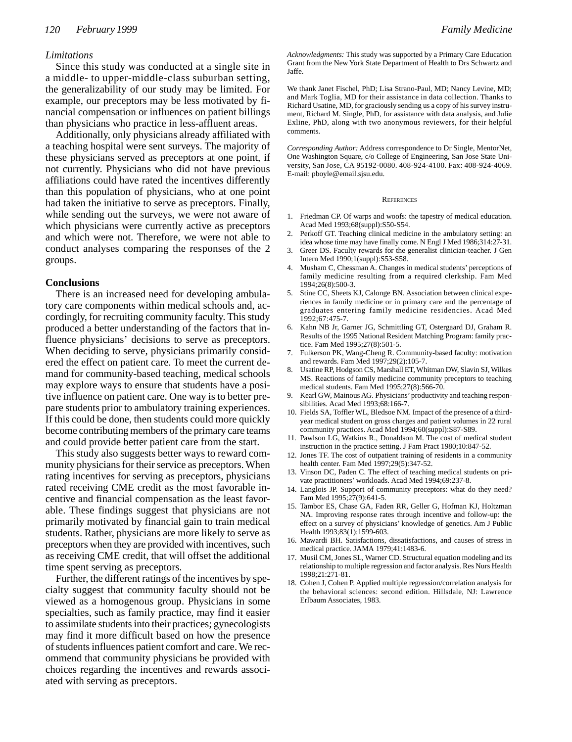### *Limitations*

Since this study was conducted at a single site in a middle- to upper-middle-class suburban setting, the generalizability of our study may be limited. For example, our preceptors may be less motivated by financial compensation or influences on patient billings than physicians who practice in less-affluent areas.

Additionally, only physicians already affiliated with a teaching hospital were sent surveys. The majority of these physicians served as preceptors at one point, if not currently. Physicians who did not have previous affiliations could have rated the incentives differently than this population of physicians, who at one point had taken the initiative to serve as preceptors. Finally, while sending out the surveys, we were not aware of which physicians were currently active as preceptors and which were not. Therefore, we were not able to conduct analyses comparing the responses of the 2 groups.

## Conclusions

There is an increased need for developing ambulatory care components within medical schools and, accordingly, for recruiting community faculty. This study produced a better understanding of the factors that influence physicians' decisions to serve as preceptors. When deciding to serve, physicians primarily considered the effect on patient care. To meet the current demand for community-based teaching, medical schools may explore ways to ensure that students have a positive influence on patient care. One way is to better prepare students prior to ambulatory training experiences. If this could be done, then students could more quickly become contributing members of the primary care teams and could provide better patient care from the start.

This study also suggests better ways to reward community physicians for their service as preceptors. When rating incentives for serving as preceptors, physicians rated receiving CME credit as the most favorable incentive and financial compensation as the least favorable. These findings suggest that physicians are not primarily motivated by financial gain to train medical students. Rather, physicians are more likely to serve as preceptors when they are provided with incentives, such as receiving CME credit, that will offset the additional time spent serving as preceptors.

Further, the different ratings of the incentives by specialty suggest that community faculty should not be viewed as a homogenous group. Physicians in some specialties, such as family practice, may find it easier to assimilate students into their practices; gynecologists may find it more difficult based on how the presence of students influences patient comfort and care. We recommend that community physicians be provided with choices regarding the incentives and rewards associated with serving as preceptors.

*Acknowledgments:* This study was supported by a Primary Care Education Grant from the New York State Department of Health to Drs Schwartz and Jaffe.

We thank Janet Fischel, PhD; Lisa Strano-Paul, MD; Nancy Levine, MD; and Mark Toglia, MD for their assistance in data collection. Thanks to Richard Usatine, MD, for graciously sending us a copy of his survey instrument, Richard M. Single, PhD, for assistance with data analysis, and Julie Exline, PhD, along with two anonymous reviewers, for their helpful comments.

*Corresponding Author:* Address correspondence to Dr Single, MentorNet, One Washington Square, c/o College of Engineering, San Jose State University, San Jose, CA 95192-0080. 408-924-4100. Fax: 408-924-4069. E-mail: pboyle@email.sjsu.edu.

## References

1. Friedman CP. Of warps and woofs: the tapestry of medical education. Acad Med 1993;68(suppl):S50-S54.
2. Perkoff GT. Teaching clinical medicine in the ambulatory setting: an idea whose time may have finally come. N Engl J Med 1986;314:27-31.
3. Greer DS. Faculty rewards for the generalist clinician-teacher. J Gen Intern Med 1990;1(suppl):S53-S58.
4. Musham C, Chessman A. Changes in medical students' perceptions of family medicine resulting from a required clerkship. Fam Med 1994;26(8):500-3.
5. Stine CC, Sheets KJ, Calonge BN. Association between clinical experiences in family medicine or in primary care and the percentage of graduates entering family medicine residencies. Acad Med 1992;67:475-7.
6. Kahn NB Jr, Garner JG, Schmittling GT, Ostergaard DJ, Graham R. Results of the 1995 National Resident Matching Program: family practice. Fam Med 1995;27(8):501-5.
7. Fulkerson PK, Wang-Cheng R. Community-based faculty: motivation and rewards. Fam Med 1997;29(2):105-7.
8. Usatine RP, Hodgson CS, Marshall ET, Whitman DW, Slavin SJ, Wilkes MS. Reactions of family medicine community preceptors to teaching medical students. Fam Med 1995;27(8):566-70.
9. Kearl GW, Mainous AG. Physicians' productivity and teaching responsibilities. Acad Med 1993;68:166-7.
10. Fields SA, Toffler WL, Bledsoe NM. Impact of the presence of a third-year medical student on gross charges and patient volumes in 22 rural community practices. Acad Med 1994;60(suppl):S87-S89.
11. Pawlson LG, Watkins R., Donaldson M. The cost of medical student instruction in the practice setting. J Fam Pract 1980;10:847-52.
12. Jones TF. The cost of outpatient training of residents in a community health center. Fam Med 1997;29(5):347-52.
13. Vinson DC, Paden C. The effect of teaching medical students on private practitioners' workloads. Acad Med 1994;69:237-8.
14. Langlois JP. Support of community preceptors: what do they need? Fam Med 1995;27(9):641-5.
15. Tambor ES, Chase GA, Faden RR, Geller G, Hofman KJ, Holtzman NA. Improving response rates through incentive and follow-up: the effect on a survey of physicians' knowledge of genetics. Am J Public Health 1993;83(1):1599-603.
16. Mawardi BH. Satisfactions, dissatisfactions, and causes of stress in medical practice. JAMA 1979;41:1483-6.
17. Musil CM, Jones SL, Warner CD. Structural equation modeling and its relationship to multiple regression and factor analysis. Res Nurs Health 1998;21:271-81.
18. Cohen J, Cohen P. Applied multiple regression/correlation analysis for the behavioral sciences: second edition. Hillsdale, NJ: Lawrence Erlbaum Associates, 1983.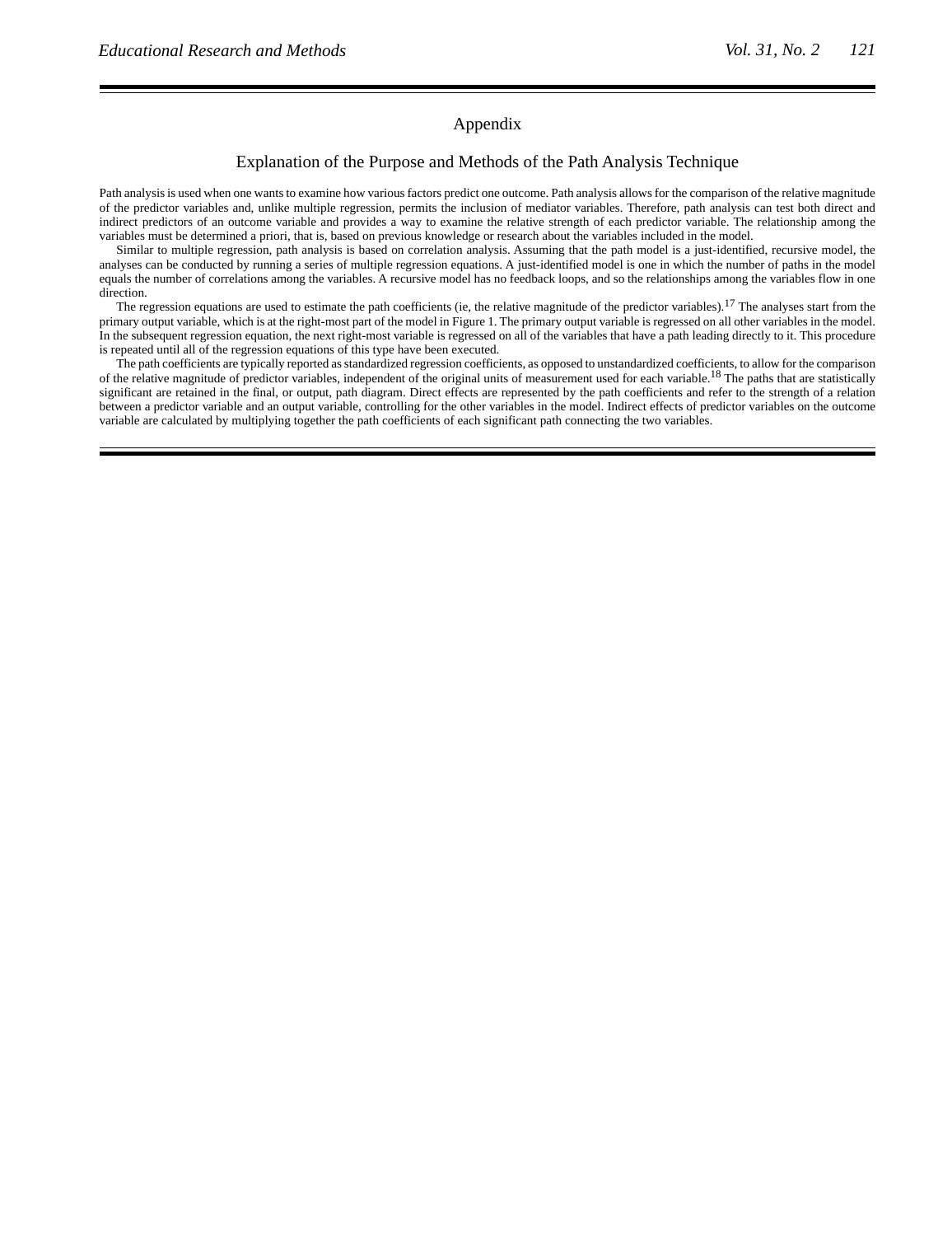## Appendix

### Explanation of the Purpose and Methods of the Path Analysis Technique

Path analysis is used when one wants to examine how various factors predict one outcome. Path analysis allows for the comparison of the relative magnitude of the predictor variables and, unlike multiple regression, permits the inclusion of mediator variables. Therefore, path analysis can test both direct and indirect predictors of an outcome variable and provides a way to examine the relative strength of each predictor variable. The relationship among the variables must be determined a priori, that is, based on previous knowledge or research about the variables included in the model.

Similar to multiple regression, path analysis is based on correlation analysis. Assuming that the path model is a just-identified, recursive model, the analyses can be conducted by running a series of multiple regression equations. A just-identified model is one in which the number of paths in the model equals the number of correlations among the variables. A recursive model has no feedback loops, and so the relationships among the variables flow in one direction.

The regression equations are used to estimate the path coefficients (ie, the relative magnitude of the predictor variables).[17] The analyses start from the primary output variable, which is at the right-most part of the model in Figure 1. The primary output variable is regressed on all other variables in the model. In the subsequent regression equation, the next right-most variable is regressed on all of the variables that have a path leading directly to it. This procedure is repeated until all of the regression equations of this type have been executed.

The path coefficients are typically reported as standardized regression coefficients, as opposed to unstandardized coefficients, to allow for the comparison of the relative magnitude of predictor variables, independent of the original units of measurement used for each variable.[18] The paths that are statistically significant are retained in the final, or output, path diagram. Direct effects are represented by the path coefficients and refer to the strength of a relation between a predictor variable and an output variable, controlling for the other variables in the model. Indirect effects of predictor variables on the outcome variable are calculated by multiplying together the path coefficients of each significant path connecting the two variables.